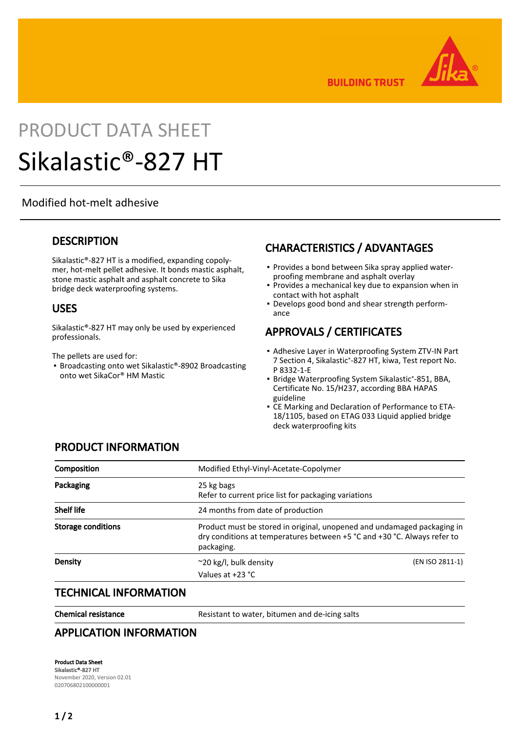# PRODUCT DATA SHEET

# Sikalastic®-827 HT

Modified hot-melt adhesive

## DESCRIPTION

Sikalastic®-827 HT is a modified, expanding copolymer, hot-melt pellet adhesive. It bonds mastic asphalt, stone mastic asphalt and asphalt concrete to Sika bridge deck waterproofing systems.

## USES

Sikalastic®-827 HT may only be used by experienced professionals.

The pellets are used for:

- Broadcasting onto wet Sikalastic®-8902 Broadcasting onto wet SikaCor® HM Mastic

## CHARACTERISTICS / ADVANTAGES

- Provides a bond between Sika spray applied waterproofing membrane and asphalt overlay
- Provides a mechanical key due to expansion when in contact with hot asphalt
- Develops good bond and shear strength performance

## APPROVALS / CERTIFICATES

- Adhesive Layer in Waterproofing System ZTV-IN Part 7 Section 4, Sikalastic®-827 HT, kiwa, Test report No. P 8332-1-E
- Bridge Waterproofing System Sikalastic®-851, BBA, Certificate No. 15/H237, according BBA HAPAS guideline
- CE Marking and Declaration of Performance to ETA-18/1105, based on ETAG 033 Liquid applied bridge deck waterproofing kits

## PRODUCT INFORMATION

| | | |
|---|---|---|
| **Composition** | Modified Ethyl-Vinyl-Acetate-Copolymer | |
| **Packaging** | 25 kg bags<br>Refer to current price list for packaging variations | |
| **Shelf life** | 24 months from date of production | |
| **Storage conditions** | Product must be stored in original, unopened and undamaged packaging in dry conditions at temperatures between +5 °C and +30 °C. Always refer to packaging. | |
| **Density** | ~20 kg/l, bulk density<br>Values at +23 °C | (EN ISO 2811-1) |

## TECHNICAL INFORMATION

| | |
|---|---|
| **Chemical resistance** | Resistant to water, bitumen and de-icing salts |

## APPLICATION INFORMATION

**Product Data Sheet**
Sikalastic®-827 HT
November 2020, Version 02.01
020706802100000001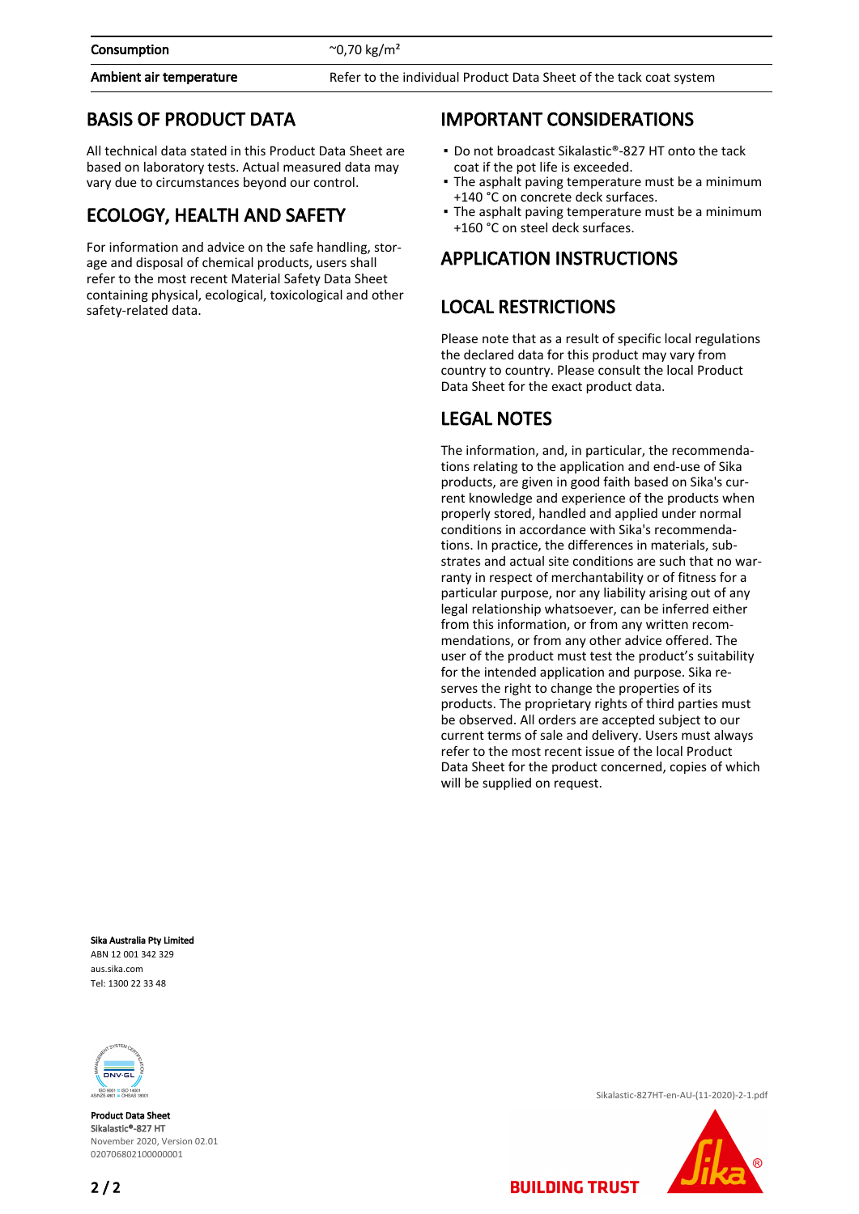| | |
|---|---|
| **Consumption** | ~0,70 kg/m² |
| **Ambient air temperature** | Refer to the individual Product Data Sheet of the tack coat system |

## BASIS OF PRODUCT DATA

All technical data stated in this Product Data Sheet are based on laboratory tests. Actual measured data may vary due to circumstances beyond our control.

## ECOLOGY, HEALTH AND SAFETY

For information and advice on the safe handling, storage and disposal of chemical products, users shall refer to the most recent Material Safety Data Sheet containing physical, ecological, toxicological and other safety-related data.

## IMPORTANT CONSIDERATIONS

- Do not broadcast Sikalastic®-827 HT onto the tack coat if the pot life is exceeded.
- The asphalt paving temperature must be a minimum +140 °C on concrete deck surfaces.
- The asphalt paving temperature must be a minimum +160 °C on steel deck surfaces.

## APPLICATION INSTRUCTIONS

## LOCAL RESTRICTIONS

Please note that as a result of specific local regulations the declared data for this product may vary from country to country. Please consult the local Product Data Sheet for the exact product data.

## LEGAL NOTES

The information, and, in particular, the recommendations relating to the application and end-use of Sika products, are given in good faith based on Sika's current knowledge and experience of the products when properly stored, handled and applied under normal conditions in accordance with Sika's recommendations. In practice, the differences in materials, substrates and actual site conditions are such that no warranty in respect of merchantability or of fitness for a particular purpose, nor any liability arising out of any legal relationship whatsoever, can be inferred either from this information, or from any written recommendations, or from any other advice offered. The user of the product must test the product's suitability for the intended application and purpose. Sika reserves the right to change the properties of its products. The proprietary rights of third parties must be observed. All orders are accepted subject to our current terms of sale and delivery. Users must always refer to the most recent issue of the local Product Data Sheet for the product concerned, copies of which will be supplied on request.

**Sika Australia Pty Limited**
ABN 12 001 342 329
aus.sika.com
Tel: 1300 22 33 48

**Product Data Sheet**
**Sikalastic®-827 HT**
November 2020, Version 02.01
020706802100000001

Sikalastic-827HT-en-AU-(11-2020)-2-1.pdf

BUILDING TRUST